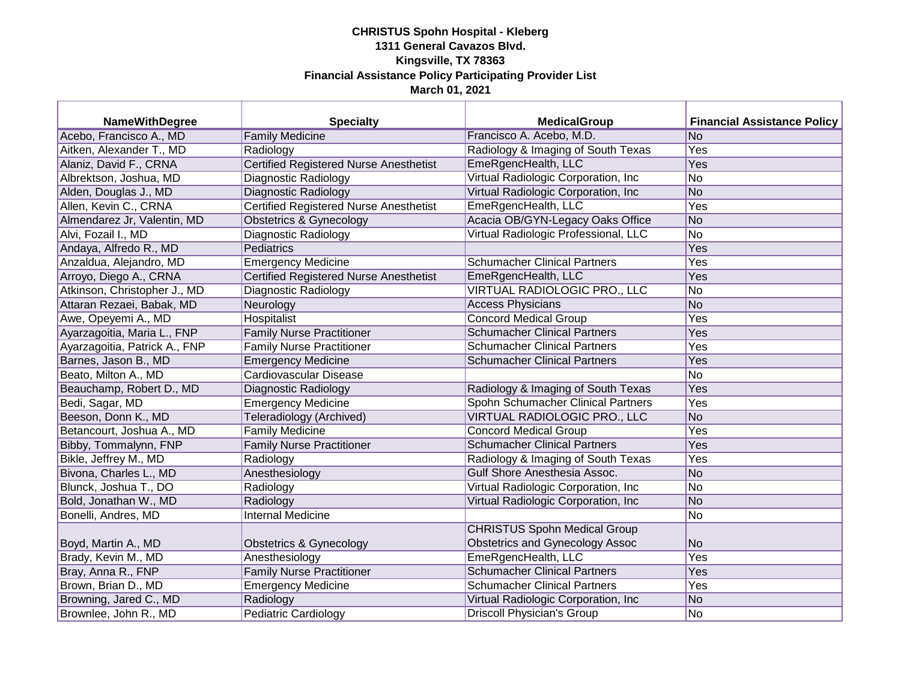**CHRISTUS Spohn Hospital - Kleberg**
**1311 General Cavazos Blvd.**
**Kingsville, TX 78363**
**Financial Assistance Policy Participating Provider List**
**March 01, 2021**

| NameWithDegree | Specialty | MedicalGroup | Financial Assistance Policy |
|---|---|---|---|
| Acebo, Francisco A., MD | Family Medicine | Francisco A. Acebo, M.D. | No |
| Aitken, Alexander T., MD | Radiology | Radiology & Imaging of South Texas | Yes |
| Alaniz, David F., CRNA | Certified Registered Nurse Anesthetist | EmeRgencHealth, LLC | Yes |
| Albrektson, Joshua, MD | Diagnostic Radiology | Virtual Radiologic Corporation, Inc | No |
| Alden, Douglas J., MD | Diagnostic Radiology | Virtual Radiologic Corporation, Inc | No |
| Allen, Kevin C., CRNA | Certified Registered Nurse Anesthetist | EmeRgencHealth, LLC | Yes |
| Almendarez Jr, Valentin, MD | Obstetrics & Gynecology | Acacia OB/GYN-Legacy Oaks Office | No |
| Alvi, Fozail I., MD | Diagnostic Radiology | Virtual Radiologic Professional, LLC | No |
| Andaya, Alfredo R., MD | Pediatrics | | Yes |
| Anzaldua, Alejandro, MD | Emergency Medicine | Schumacher Clinical Partners | Yes |
| Arroyo, Diego A., CRNA | Certified Registered Nurse Anesthetist | EmeRgencHealth, LLC | Yes |
| Atkinson, Christopher J., MD | Diagnostic Radiology | VIRTUAL RADIOLOGIC PRO., LLC | No |
| Attaran Rezaei, Babak, MD | Neurology | Access Physicians | No |
| Awe, Opeyemi A., MD | Hospitalist | Concord Medical Group | Yes |
| Ayarzagoitia, Maria L., FNP | Family Nurse Practitioner | Schumacher Clinical Partners | Yes |
| Ayarzagoitia, Patrick A., FNP | Family Nurse Practitioner | Schumacher Clinical Partners | Yes |
| Barnes, Jason B., MD | Emergency Medicine | Schumacher Clinical Partners | Yes |
| Beato, Milton A., MD | Cardiovascular Disease | | No |
| Beauchamp, Robert D., MD | Diagnostic Radiology | Radiology & Imaging of South Texas | Yes |
| Bedi, Sagar, MD | Emergency Medicine | Spohn Schumacher Clinical Partners | Yes |
| Beeson, Donn K., MD | Teleradiology (Archived) | VIRTUAL RADIOLOGIC PRO., LLC | No |
| Betancourt, Joshua A., MD | Family Medicine | Concord Medical Group | Yes |
| Bibby, Tommalynn, FNP | Family Nurse Practitioner | Schumacher Clinical Partners | Yes |
| Bikle, Jeffrey M., MD | Radiology | Radiology & Imaging of South Texas | Yes |
| Bivona, Charles L., MD | Anesthesiology | Gulf Shore Anesthesia Assoc. | No |
| Blunck, Joshua T., DO | Radiology | Virtual Radiologic Corporation, Inc | No |
| Bold, Jonathan W., MD | Radiology | Virtual Radiologic Corporation, Inc | No |
| Bonelli, Andres, MD | Internal Medicine | | No |
| Boyd, Martin A., MD | Obstetrics & Gynecology | CHRISTUS Spohn Medical Group Obstetrics and Gynecology Assoc | No |
| Brady, Kevin M., MD | Anesthesiology | EmeRgencHealth, LLC | Yes |
| Bray, Anna R., FNP | Family Nurse Practitioner | Schumacher Clinical Partners | Yes |
| Brown, Brian D., MD | Emergency Medicine | Schumacher Clinical Partners | Yes |
| Browning, Jared C., MD | Radiology | Virtual Radiologic Corporation, Inc | No |
| Brownlee, John R., MD | Pediatric Cardiology | Driscoll Physician's Group | No |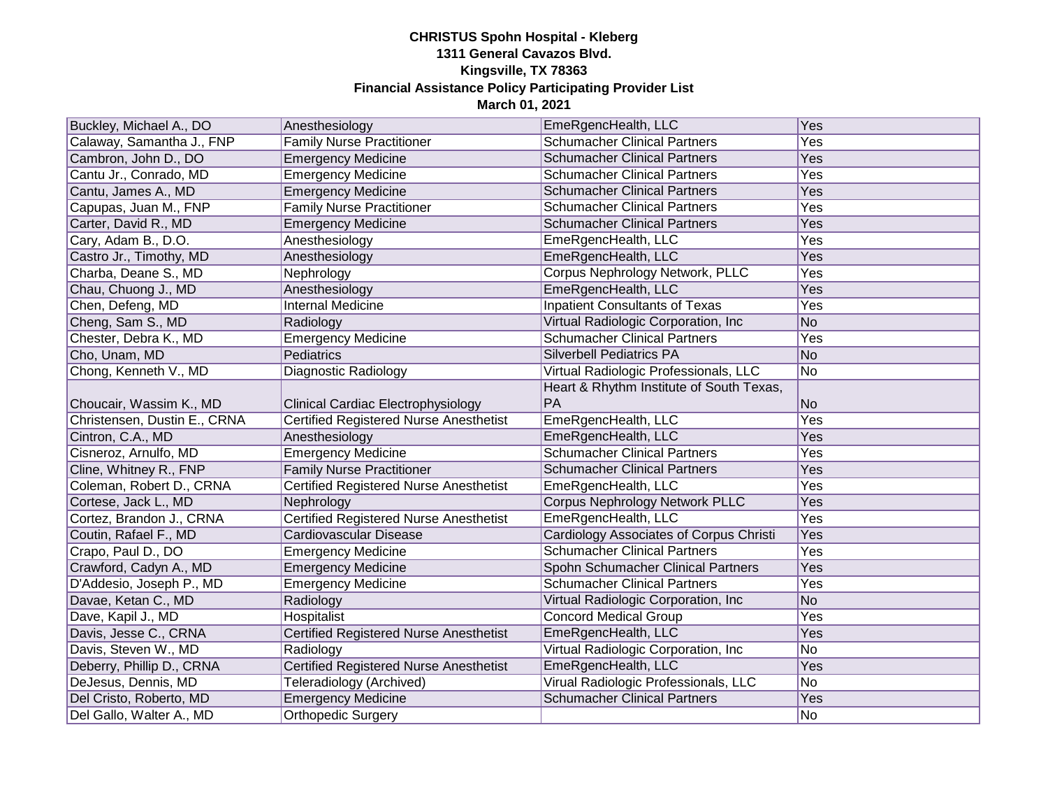**CHRISTUS Spohn Hospital - Kleberg**
**1311 General Cavazos Blvd.**
**Kingsville, TX 78363**
**Financial Assistance Policy Participating Provider List**
**March 01, 2021**

| | | | |
|---|---|---|---|
| Buckley, Michael A., DO | Anesthesiology | EmeRgencHealth, LLC | Yes |
| Calaway, Samantha J., FNP | Family Nurse Practitioner | Schumacher Clinical Partners | Yes |
| Cambron, John D., DO | Emergency Medicine | Schumacher Clinical Partners | Yes |
| Cantu Jr., Conrado, MD | Emergency Medicine | Schumacher Clinical Partners | Yes |
| Cantu, James A., MD | Emergency Medicine | Schumacher Clinical Partners | Yes |
| Capupas, Juan M., FNP | Family Nurse Practitioner | Schumacher Clinical Partners | Yes |
| Carter, David R., MD | Emergency Medicine | Schumacher Clinical Partners | Yes |
| Cary, Adam B., D.O. | Anesthesiology | EmeRgencHealth, LLC | Yes |
| Castro Jr., Timothy, MD | Anesthesiology | EmeRgencHealth, LLC | Yes |
| Charba, Deane S., MD | Nephrology | Corpus Nephrology Network, PLLC | Yes |
| Chau, Chuong J., MD | Anesthesiology | EmeRgencHealth, LLC | Yes |
| Chen, Defeng, MD | Internal Medicine | Inpatient Consultants of Texas | Yes |
| Cheng, Sam S., MD | Radiology | Virtual Radiologic Corporation, Inc | No |
| Chester, Debra K., MD | Emergency Medicine | Schumacher Clinical Partners | Yes |
| Cho, Unam, MD | Pediatrics | Silverbell Pediatrics PA | No |
| Chong, Kenneth V., MD | Diagnostic Radiology | Virtual Radiologic Professionals, LLC | No |
| Choucair, Wassim K., MD | Clinical Cardiac Electrophysiology | Heart & Rhythm Institute of South Texas, PA | No |
| Christensen, Dustin E., CRNA | Certified Registered Nurse Anesthetist | EmeRgencHealth, LLC | Yes |
| Cintron, C.A., MD | Anesthesiology | EmeRgencHealth, LLC | Yes |
| Cisneroz, Arnulfo, MD | Emergency Medicine | Schumacher Clinical Partners | Yes |
| Cline, Whitney R., FNP | Family Nurse Practitioner | Schumacher Clinical Partners | Yes |
| Coleman, Robert D., CRNA | Certified Registered Nurse Anesthetist | EmeRgencHealth, LLC | Yes |
| Cortese, Jack L., MD | Nephrology | Corpus Nephrology Network PLLC | Yes |
| Cortez, Brandon J., CRNA | Certified Registered Nurse Anesthetist | EmeRgencHealth, LLC | Yes |
| Coutin, Rafael F., MD | Cardiovascular Disease | Cardiology Associates of Corpus Christi | Yes |
| Crapo, Paul D., DO | Emergency Medicine | Schumacher Clinical Partners | Yes |
| Crawford, Cadyn A., MD | Emergency Medicine | Spohn Schumacher Clinical Partners | Yes |
| D'Addesio, Joseph P., MD | Emergency Medicine | Schumacher Clinical Partners | Yes |
| Davae, Ketan C., MD | Radiology | Virtual Radiologic Corporation, Inc | No |
| Dave, Kapil J., MD | Hospitalist | Concord Medical Group | Yes |
| Davis, Jesse C., CRNA | Certified Registered Nurse Anesthetist | EmeRgencHealth, LLC | Yes |
| Davis, Steven W., MD | Radiology | Virtual Radiologic Corporation, Inc | No |
| Deberry, Phillip D., CRNA | Certified Registered Nurse Anesthetist | EmeRgencHealth, LLC | Yes |
| DeJesus, Dennis, MD | Teleradiology (Archived) | Virual Radiologic Professionals, LLC | No |
| Del Cristo, Roberto, MD | Emergency Medicine | Schumacher Clinical Partners | Yes |
| Del Gallo, Walter A., MD | Orthopedic Surgery | | No |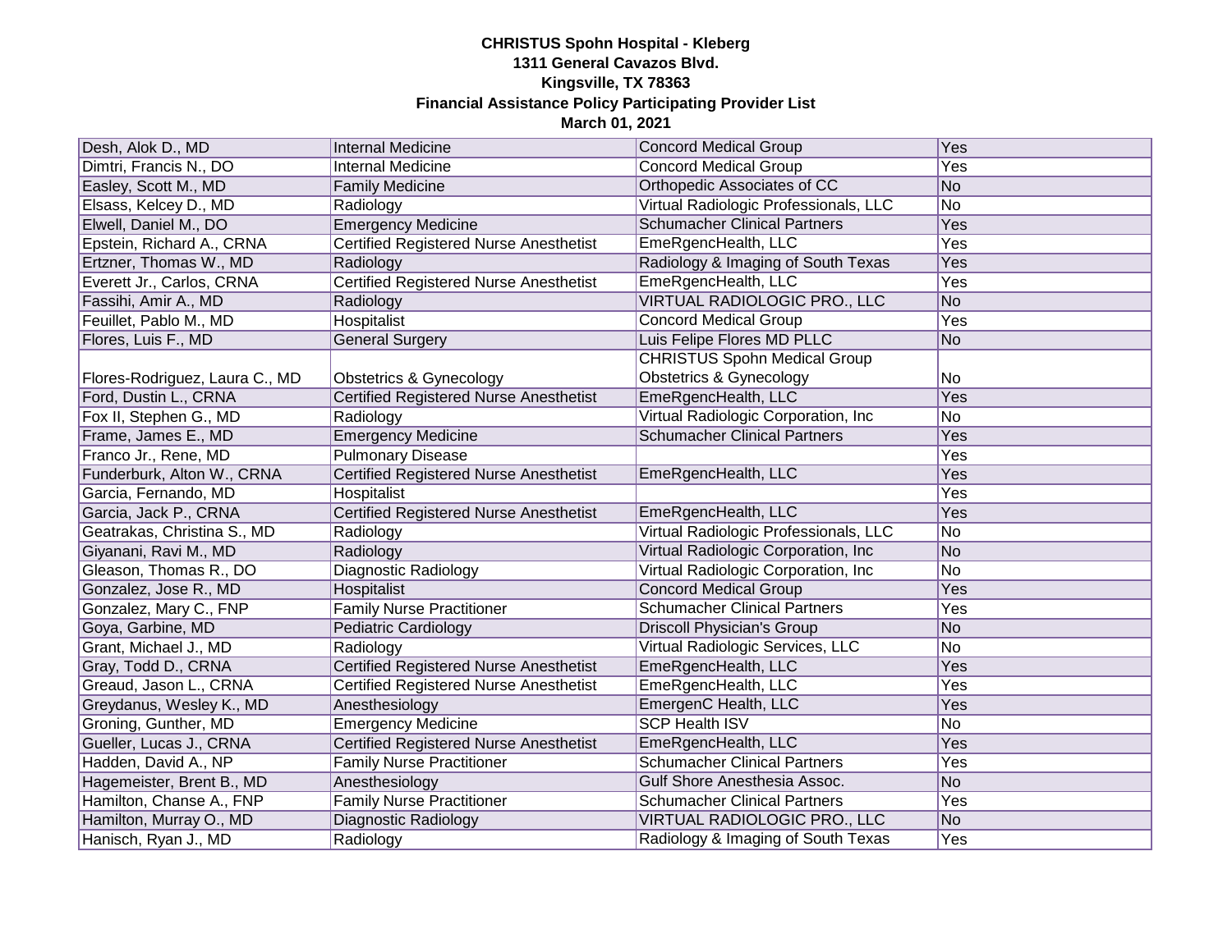**CHRISTUS Spohn Hospital - Kleberg**
**1311 General Cavazos Blvd.**
**Kingsville, TX 78363**
**Financial Assistance Policy Participating Provider List**
**March 01, 2021**

| | | | |
|---|---|---|---|
| Desh, Alok D., MD | Internal Medicine | Concord Medical Group | Yes |
| Dimtri, Francis N., DO | Internal Medicine | Concord Medical Group | Yes |
| Easley, Scott M., MD | Family Medicine | Orthopedic Associates of CC | No |
| Elsass, Kelcey D., MD | Radiology | Virtual Radiologic Professionals, LLC | No |
| Elwell, Daniel M., DO | Emergency Medicine | Schumacher Clinical Partners | Yes |
| Epstein, Richard A., CRNA | Certified Registered Nurse Anesthetist | EmeRgencHealth, LLC | Yes |
| Ertzner, Thomas W., MD | Radiology | Radiology & Imaging of South Texas | Yes |
| Everett Jr., Carlos, CRNA | Certified Registered Nurse Anesthetist | EmeRgencHealth, LLC | Yes |
| Fassihi, Amir A., MD | Radiology | VIRTUAL RADIOLOGIC PRO., LLC | No |
| Feuillet, Pablo M., MD | Hospitalist | Concord Medical Group | Yes |
| Flores, Luis F., MD | General Surgery | Luis Felipe Flores MD PLLC | No |
| Flores-Rodriguez, Laura C., MD | Obstetrics & Gynecology | CHRISTUS Spohn Medical Group Obstetrics & Gynecology | No |
| Ford, Dustin L., CRNA | Certified Registered Nurse Anesthetist | EmeRgencHealth, LLC | Yes |
| Fox II, Stephen G., MD | Radiology | Virtual Radiologic Corporation, Inc | No |
| Frame, James E., MD | Emergency Medicine | Schumacher Clinical Partners | Yes |
| Franco Jr., Rene, MD | Pulmonary Disease | | Yes |
| Funderburk, Alton W., CRNA | Certified Registered Nurse Anesthetist | EmeRgencHealth, LLC | Yes |
| Garcia, Fernando, MD | Hospitalist | | Yes |
| Garcia, Jack P., CRNA | Certified Registered Nurse Anesthetist | EmeRgencHealth, LLC | Yes |
| Geatrakas, Christina S., MD | Radiology | Virtual Radiologic Professionals, LLC | No |
| Giyanani, Ravi M., MD | Radiology | Virtual Radiologic Corporation, Inc | No |
| Gleason, Thomas R., DO | Diagnostic Radiology | Virtual Radiologic Corporation, Inc | No |
| Gonzalez, Jose R., MD | Hospitalist | Concord Medical Group | Yes |
| Gonzalez, Mary C., FNP | Family Nurse Practitioner | Schumacher Clinical Partners | Yes |
| Goya, Garbine, MD | Pediatric Cardiology | Driscoll Physician's Group | No |
| Grant, Michael J., MD | Radiology | Virtual Radiologic Services, LLC | No |
| Gray, Todd D., CRNA | Certified Registered Nurse Anesthetist | EmeRgencHealth, LLC | Yes |
| Greaud, Jason L., CRNA | Certified Registered Nurse Anesthetist | EmeRgencHealth, LLC | Yes |
| Greydanus, Wesley K., MD | Anesthesiology | EmergenC Health, LLC | Yes |
| Groning, Gunther, MD | Emergency Medicine | SCP Health ISV | No |
| Gueller, Lucas J., CRNA | Certified Registered Nurse Anesthetist | EmeRgencHealth, LLC | Yes |
| Hadden, David A., NP | Family Nurse Practitioner | Schumacher Clinical Partners | Yes |
| Hagemeister, Brent B., MD | Anesthesiology | Gulf Shore Anesthesia Assoc. | No |
| Hamilton, Chanse A., FNP | Family Nurse Practitioner | Schumacher Clinical Partners | Yes |
| Hamilton, Murray O., MD | Diagnostic Radiology | VIRTUAL RADIOLOGIC PRO., LLC | No |
| Hanisch, Ryan J., MD | Radiology | Radiology & Imaging of South Texas | Yes |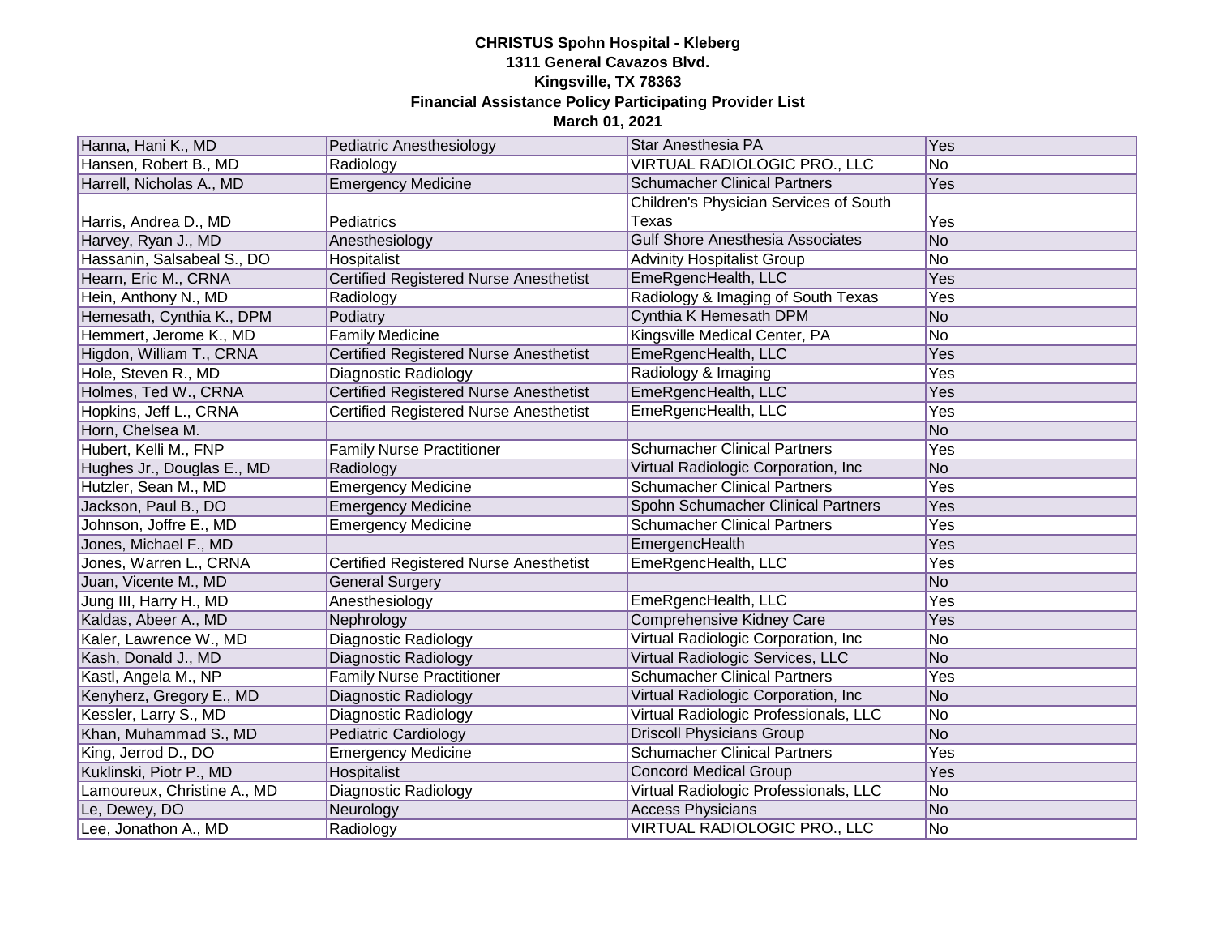**CHRISTUS Spohn Hospital - Kleberg**
**1311 General Cavazos Blvd.**
**Kingsville, TX 78363**
**Financial Assistance Policy Participating Provider List**
**March 01, 2021**

| | | | |
|---|---|---|---|
| Hanna, Hani K., MD | Pediatric Anesthesiology | Star Anesthesia PA | Yes |
| Hansen, Robert B., MD | Radiology | VIRTUAL RADIOLOGIC PRO., LLC | No |
| Harrell, Nicholas A., MD | Emergency Medicine | Schumacher Clinical Partners | Yes |
| Harris, Andrea D., MD | Pediatrics | Children's Physician Services of South Texas | Yes |
| Harvey, Ryan J., MD | Anesthesiology | Gulf Shore Anesthesia Associates | No |
| Hassanin, Salsabeal S., DO | Hospitalist | Advinity Hospitalist Group | No |
| Hearn, Eric M., CRNA | Certified Registered Nurse Anesthetist | EmeRgencHealth, LLC | Yes |
| Hein, Anthony N., MD | Radiology | Radiology & Imaging of South Texas | Yes |
| Hemesath, Cynthia K., DPM | Podiatry | Cynthia K Hemesath DPM | No |
| Hemmert, Jerome K., MD | Family Medicine | Kingsville Medical Center, PA | No |
| Higdon, William T., CRNA | Certified Registered Nurse Anesthetist | EmeRgencHealth, LLC | Yes |
| Hole, Steven R., MD | Diagnostic Radiology | Radiology & Imaging | Yes |
| Holmes, Ted W., CRNA | Certified Registered Nurse Anesthetist | EmeRgencHealth, LLC | Yes |
| Hopkins, Jeff L., CRNA | Certified Registered Nurse Anesthetist | EmeRgencHealth, LLC | Yes |
| Horn, Chelsea M. | | | No |
| Hubert, Kelli M., FNP | Family Nurse Practitioner | Schumacher Clinical Partners | Yes |
| Hughes Jr., Douglas E., MD | Radiology | Virtual Radiologic Corporation, Inc | No |
| Hutzler, Sean M., MD | Emergency Medicine | Schumacher Clinical Partners | Yes |
| Jackson, Paul B., DO | Emergency Medicine | Spohn Schumacher Clinical Partners | Yes |
| Johnson, Joffre E., MD | Emergency Medicine | Schumacher Clinical Partners | Yes |
| Jones, Michael F., MD | | EmergencHealth | Yes |
| Jones, Warren L., CRNA | Certified Registered Nurse Anesthetist | EmeRgencHealth, LLC | Yes |
| Juan, Vicente M., MD | General Surgery | | No |
| Jung III, Harry H., MD | Anesthesiology | EmeRgencHealth, LLC | Yes |
| Kaldas, Abeer A., MD | Nephrology | Comprehensive Kidney Care | Yes |
| Kaler, Lawrence W., MD | Diagnostic Radiology | Virtual Radiologic Corporation, Inc | No |
| Kash, Donald J., MD | Diagnostic Radiology | Virtual Radiologic Services, LLC | No |
| Kastl, Angela M., NP | Family Nurse Practitioner | Schumacher Clinical Partners | Yes |
| Kenyherz, Gregory E., MD | Diagnostic Radiology | Virtual Radiologic Corporation, Inc | No |
| Kessler, Larry S., MD | Diagnostic Radiology | Virtual Radiologic Professionals, LLC | No |
| Khan, Muhammad S., MD | Pediatric Cardiology | Driscoll Physicians Group | No |
| King, Jerrod D., DO | Emergency Medicine | Schumacher Clinical Partners | Yes |
| Kuklinski, Piotr P., MD | Hospitalist | Concord Medical Group | Yes |
| Lamoureux, Christine A., MD | Diagnostic Radiology | Virtual Radiologic Professionals, LLC | No |
| Le, Dewey, DO | Neurology | Access Physicians | No |
| Lee, Jonathon A., MD | Radiology | VIRTUAL RADIOLOGIC PRO., LLC | No |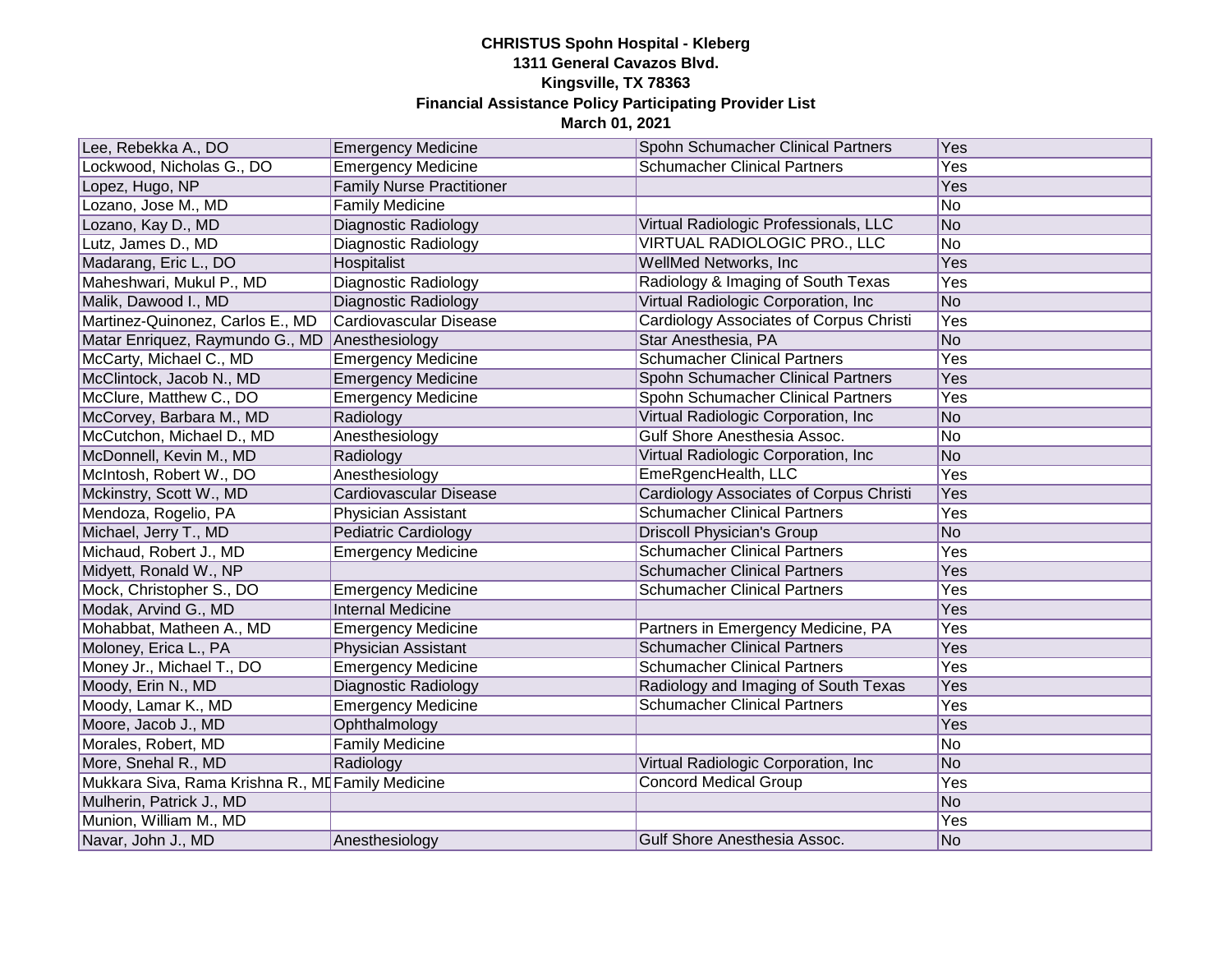**CHRISTUS Spohn Hospital - Kleberg**
**1311 General Cavazos Blvd.**
**Kingsville, TX 78363**
**Financial Assistance Policy Participating Provider List**
**March 01, 2021**

| | | | |
|---|---|---|---|
| Lee, Rebekka A., DO | Emergency Medicine | Spohn Schumacher Clinical Partners | Yes |
| Lockwood, Nicholas G., DO | Emergency Medicine | Schumacher Clinical Partners | Yes |
| Lopez, Hugo, NP | Family Nurse Practitioner | | Yes |
| Lozano, Jose M., MD | Family Medicine | | No |
| Lozano, Kay D., MD | Diagnostic Radiology | Virtual Radiologic Professionals, LLC | No |
| Lutz, James D., MD | Diagnostic Radiology | VIRTUAL RADIOLOGIC PRO., LLC | No |
| Madarang, Eric L., DO | Hospitalist | WellMed Networks, Inc | Yes |
| Maheshwari, Mukul P., MD | Diagnostic Radiology | Radiology & Imaging of South Texas | Yes |
| Malik, Dawood I., MD | Diagnostic Radiology | Virtual Radiologic Corporation, Inc | No |
| Martinez-Quinonez, Carlos E., MD | Cardiovascular Disease | Cardiology Associates of Corpus Christi | Yes |
| Matar Enriquez, Raymundo G., MD | Anesthesiology | Star Anesthesia, PA | No |
| McCarty, Michael C., MD | Emergency Medicine | Schumacher Clinical Partners | Yes |
| McClintock, Jacob N., MD | Emergency Medicine | Spohn Schumacher Clinical Partners | Yes |
| McClure, Matthew C., DO | Emergency Medicine | Spohn Schumacher Clinical Partners | Yes |
| McCorvey, Barbara M., MD | Radiology | Virtual Radiologic Corporation, Inc | No |
| McCutchon, Michael D., MD | Anesthesiology | Gulf Shore Anesthesia Assoc. | No |
| McDonnell, Kevin M., MD | Radiology | Virtual Radiologic Corporation, Inc | No |
| McIntosh, Robert W., DO | Anesthesiology | EmeRgencHealth, LLC | Yes |
| Mckinstry, Scott W., MD | Cardiovascular Disease | Cardiology Associates of Corpus Christi | Yes |
| Mendoza, Rogelio, PA | Physician Assistant | Schumacher Clinical Partners | Yes |
| Michael, Jerry T., MD | Pediatric Cardiology | Driscoll Physician's Group | No |
| Michaud, Robert J., MD | Emergency Medicine | Schumacher Clinical Partners | Yes |
| Midyett, Ronald W., NP | | Schumacher Clinical Partners | Yes |
| Mock, Christopher S., DO | Emergency Medicine | Schumacher Clinical Partners | Yes |
| Modak, Arvind G., MD | Internal Medicine | | Yes |
| Mohabbat, Matheen A., MD | Emergency Medicine | Partners in Emergency Medicine, PA | Yes |
| Moloney, Erica L., PA | Physician Assistant | Schumacher Clinical Partners | Yes |
| Money Jr., Michael T., DO | Emergency Medicine | Schumacher Clinical Partners | Yes |
| Moody, Erin N., MD | Diagnostic Radiology | Radiology and Imaging of South Texas | Yes |
| Moody, Lamar K., MD | Emergency Medicine | Schumacher Clinical Partners | Yes |
| Moore, Jacob J., MD | Ophthalmology | | Yes |
| Morales, Robert, MD | Family Medicine | | No |
| More, Snehal R., MD | Radiology | Virtual Radiologic Corporation, Inc | No |
| Mukkara Siva, Rama Krishna R., MD | Family Medicine | Concord Medical Group | Yes |
| Mulherin, Patrick J., MD | | | No |
| Munion, William M., MD | | | Yes |
| Navar, John J., MD | Anesthesiology | Gulf Shore Anesthesia Assoc. | No |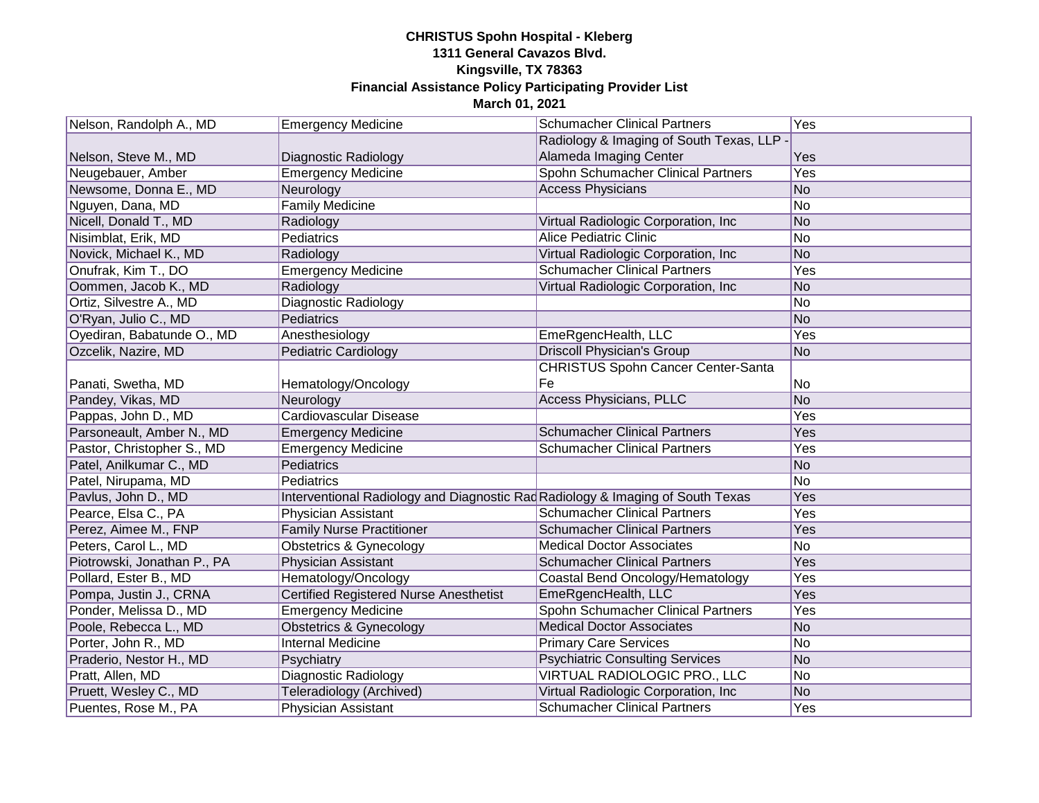**CHRISTUS Spohn Hospital - Kleberg**
**1311 General Cavazos Blvd.**
**Kingsville, TX 78363**
**Financial Assistance Policy Participating Provider List**
**March 01, 2021**

| | | | |
|---|---|---|---|
| Nelson, Randolph A., MD | Emergency Medicine | Schumacher Clinical Partners | Yes |
| Nelson, Steve M., MD | Diagnostic Radiology | Radiology & Imaging of South Texas, LLP - Alameda Imaging Center | Yes |
| Neugebauer, Amber | Emergency Medicine | Spohn Schumacher Clinical Partners | Yes |
| Newsome, Donna E., MD | Neurology | Access Physicians | No |
| Nguyen, Dana, MD | Family Medicine | | No |
| Nicell, Donald T., MD | Radiology | Virtual Radiologic Corporation, Inc | No |
| Nisimblat, Erik, MD | Pediatrics | Alice Pediatric Clinic | No |
| Novick, Michael K., MD | Radiology | Virtual Radiologic Corporation, Inc | No |
| Onufrak, Kim T., DO | Emergency Medicine | Schumacher Clinical Partners | Yes |
| Oommen, Jacob K., MD | Radiology | Virtual Radiologic Corporation, Inc | No |
| Ortiz, Silvestre A., MD | Diagnostic Radiology | | No |
| O'Ryan, Julio C., MD | Pediatrics | | No |
| Oyediran, Babatunde O., MD | Anesthesiology | EmeRgencHealth, LLC | Yes |
| Ozcelik, Nazire, MD | Pediatric Cardiology | Driscoll Physician's Group | No |
| Panati, Swetha, MD | Hematology/Oncology | CHRISTUS Spohn Cancer Center-Santa Fe | No |
| Pandey, Vikas, MD | Neurology | Access Physicians, PLLC | No |
| Pappas, John D., MD | Cardiovascular Disease | | Yes |
| Parsoneault, Amber N., MD | Emergency Medicine | Schumacher Clinical Partners | Yes |
| Pastor, Christopher S., MD | Emergency Medicine | Schumacher Clinical Partners | Yes |
| Patel, Anilkumar C., MD | Pediatrics | | No |
| Patel, Nirupama, MD | Pediatrics | | No |
| Pavlus, John D., MD | Interventional Radiology and Diagnostic Rad | Radiology & Imaging of South Texas | Yes |
| Pearce, Elsa C., PA | Physician Assistant | Schumacher Clinical Partners | Yes |
| Perez, Aimee M., FNP | Family Nurse Practitioner | Schumacher Clinical Partners | Yes |
| Peters, Carol L., MD | Obstetrics & Gynecology | Medical Doctor Associates | No |
| Piotrowski, Jonathan P., PA | Physician Assistant | Schumacher Clinical Partners | Yes |
| Pollard, Ester B., MD | Hematology/Oncology | Coastal Bend Oncology/Hematology | Yes |
| Pompa, Justin J., CRNA | Certified Registered Nurse Anesthetist | EmeRgencHealth, LLC | Yes |
| Ponder, Melissa D., MD | Emergency Medicine | Spohn Schumacher Clinical Partners | Yes |
| Poole, Rebecca L., MD | Obstetrics & Gynecology | Medical Doctor Associates | No |
| Porter, John R., MD | Internal Medicine | Primary Care Services | No |
| Praderio, Nestor H., MD | Psychiatry | Psychiatric Consulting Services | No |
| Pratt, Allen, MD | Diagnostic Radiology | VIRTUAL RADIOLOGIC PRO., LLC | No |
| Pruett, Wesley C., MD | Teleradiology (Archived) | Virtual Radiologic Corporation, Inc | No |
| Puentes, Rose M., PA | Physician Assistant | Schumacher Clinical Partners | Yes |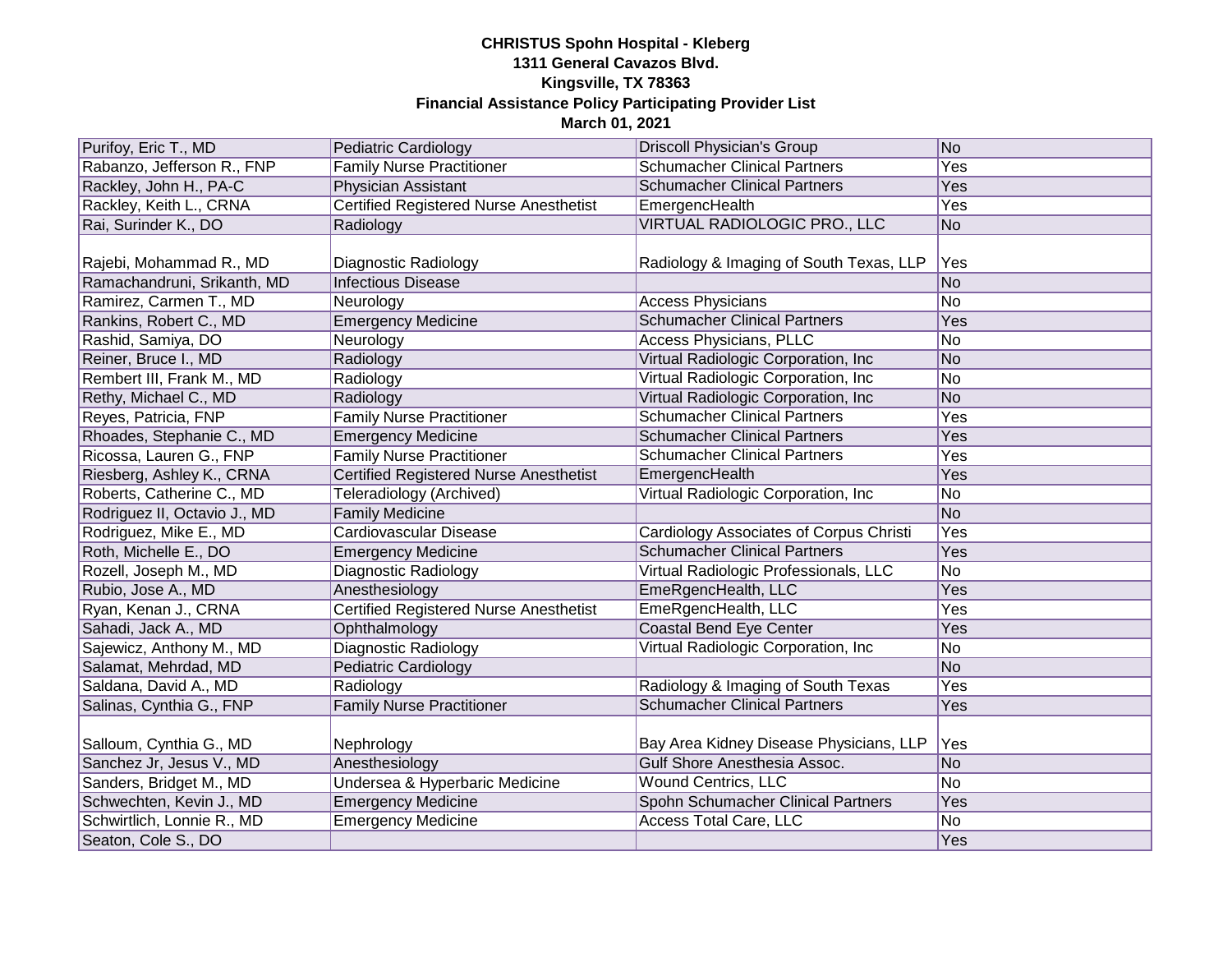**CHRISTUS Spohn Hospital - Kleberg**
**1311 General Cavazos Blvd.**
**Kingsville, TX 78363**
**Financial Assistance Policy Participating Provider List**
**March 01, 2021**

| | | | |
|---|---|---|---|
| Purifoy, Eric T., MD | Pediatric Cardiology | Driscoll Physician's Group | No |
| Rabanzo, Jefferson R., FNP | Family Nurse Practitioner | Schumacher Clinical Partners | Yes |
| Rackley, John H., PA-C | Physician Assistant | Schumacher Clinical Partners | Yes |
| Rackley, Keith L., CRNA | Certified Registered Nurse Anesthetist | EmergencHealth | Yes |
| Rai, Surinder K., DO | Radiology | VIRTUAL RADIOLOGIC PRO., LLC | No |
| Rajebi, Mohammad R., MD | Diagnostic Radiology | Radiology & Imaging of South Texas, LLP | Yes |
| Ramachandruni, Srikanth, MD | Infectious Disease | | No |
| Ramirez, Carmen T., MD | Neurology | Access Physicians | No |
| Rankins, Robert C., MD | Emergency Medicine | Schumacher Clinical Partners | Yes |
| Rashid, Samiya, DO | Neurology | Access Physicians, PLLC | No |
| Reiner, Bruce I., MD | Radiology | Virtual Radiologic Corporation, Inc | No |
| Rembert III, Frank M., MD | Radiology | Virtual Radiologic Corporation, Inc | No |
| Rethy, Michael C., MD | Radiology | Virtual Radiologic Corporation, Inc | No |
| Reyes, Patricia, FNP | Family Nurse Practitioner | Schumacher Clinical Partners | Yes |
| Rhoades, Stephanie C., MD | Emergency Medicine | Schumacher Clinical Partners | Yes |
| Ricossa, Lauren G., FNP | Family Nurse Practitioner | Schumacher Clinical Partners | Yes |
| Riesberg, Ashley K., CRNA | Certified Registered Nurse Anesthetist | EmergencHealth | Yes |
| Roberts, Catherine C., MD | Teleradiology (Archived) | Virtual Radiologic Corporation, Inc | No |
| Rodriguez II, Octavio J., MD | Family Medicine | | No |
| Rodriguez, Mike E., MD | Cardiovascular Disease | Cardiology Associates of Corpus Christi | Yes |
| Roth, Michelle E., DO | Emergency Medicine | Schumacher Clinical Partners | Yes |
| Rozell, Joseph M., MD | Diagnostic Radiology | Virtual Radiologic Professionals, LLC | No |
| Rubio, Jose A., MD | Anesthesiology | EmeRgencHealth, LLC | Yes |
| Ryan, Kenan J., CRNA | Certified Registered Nurse Anesthetist | EmeRgencHealth, LLC | Yes |
| Sahadi, Jack A., MD | Ophthalmology | Coastal Bend Eye Center | Yes |
| Sajewicz, Anthony M., MD | Diagnostic Radiology | Virtual Radiologic Corporation, Inc | No |
| Salamat, Mehrdad, MD | Pediatric Cardiology | | No |
| Saldana, David A., MD | Radiology | Radiology & Imaging of South Texas | Yes |
| Salinas, Cynthia G., FNP | Family Nurse Practitioner | Schumacher Clinical Partners | Yes |
| Salloum, Cynthia G., MD | Nephrology | Bay Area Kidney Disease Physicians, LLP | Yes |
| Sanchez Jr, Jesus V., MD | Anesthesiology | Gulf Shore Anesthesia Assoc. | No |
| Sanders, Bridget M., MD | Undersea & Hyperbaric Medicine | Wound Centrics, LLC | No |
| Schwechten, Kevin J., MD | Emergency Medicine | Spohn Schumacher Clinical Partners | Yes |
| Schwirtlich, Lonnie R., MD | Emergency Medicine | Access Total Care, LLC | No |
| Seaton, Cole S., DO | | | Yes |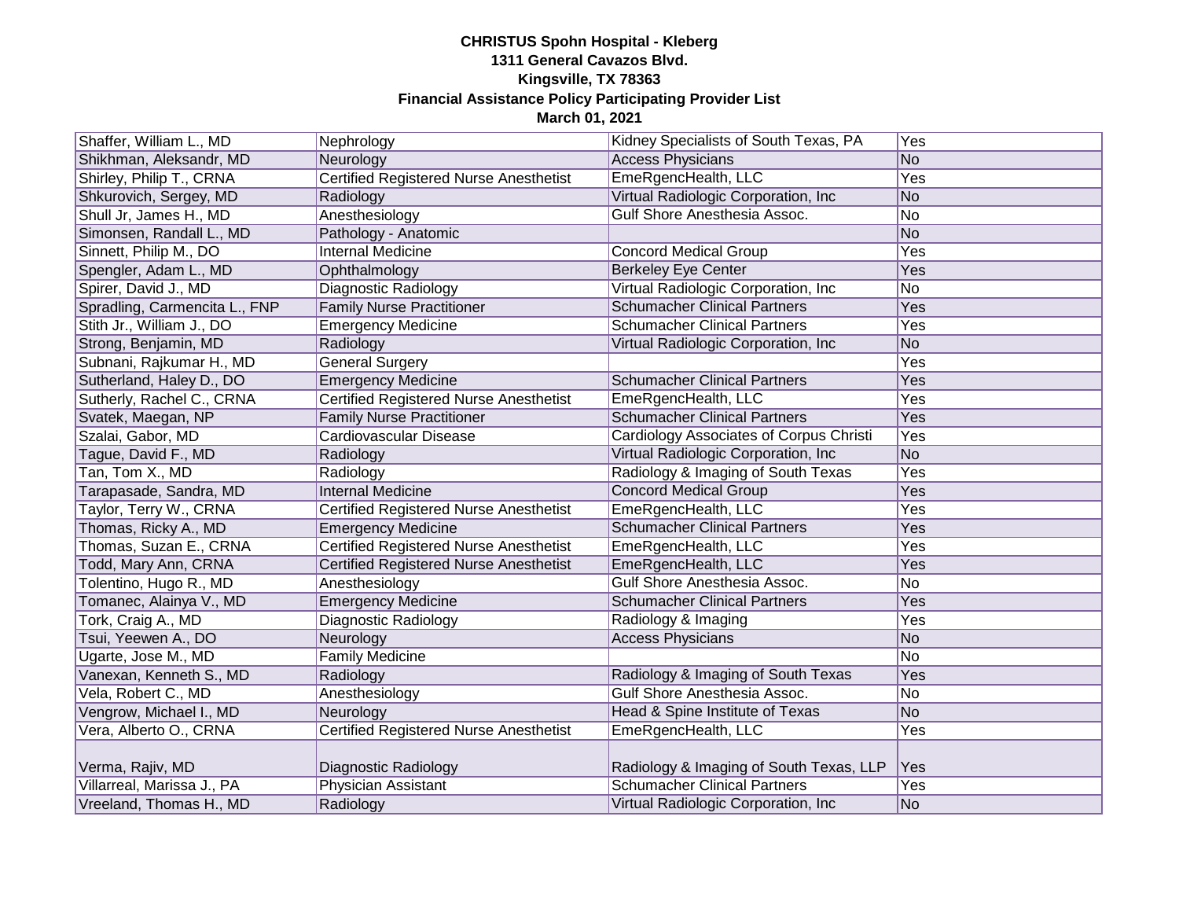**CHRISTUS Spohn Hospital - Kleberg**
**1311 General Cavazos Blvd.**
**Kingsville, TX 78363**
**Financial Assistance Policy Participating Provider List**
**March 01, 2021**

| | | | |
|---|---|---|---|
| Shaffer, William L., MD | Nephrology | Kidney Specialists of South Texas, PA | Yes |
| Shikhman, Aleksandr, MD | Neurology | Access Physicians | No |
| Shirley, Philip T., CRNA | Certified Registered Nurse Anesthetist | EmeRgencHealth, LLC | Yes |
| Shkurovich, Sergey, MD | Radiology | Virtual Radiologic Corporation, Inc | No |
| Shull Jr, James H., MD | Anesthesiology | Gulf Shore Anesthesia Assoc. | No |
| Simonsen, Randall L., MD | Pathology - Anatomic | | No |
| Sinnett, Philip M., DO | Internal Medicine | Concord Medical Group | Yes |
| Spengler, Adam L., MD | Ophthalmology | Berkeley Eye Center | Yes |
| Spirer, David J., MD | Diagnostic Radiology | Virtual Radiologic Corporation, Inc | No |
| Spradling, Carmencita L., FNP | Family Nurse Practitioner | Schumacher Clinical Partners | Yes |
| Stith Jr., William J., DO | Emergency Medicine | Schumacher Clinical Partners | Yes |
| Strong, Benjamin, MD | Radiology | Virtual Radiologic Corporation, Inc | No |
| Subnani, Rajkumar H., MD | General Surgery | | Yes |
| Sutherland, Haley D., DO | Emergency Medicine | Schumacher Clinical Partners | Yes |
| Sutherly, Rachel C., CRNA | Certified Registered Nurse Anesthetist | EmeRgencHealth, LLC | Yes |
| Svatek, Maegan, NP | Family Nurse Practitioner | Schumacher Clinical Partners | Yes |
| Szalai, Gabor, MD | Cardiovascular Disease | Cardiology Associates of Corpus Christi | Yes |
| Tague, David F., MD | Radiology | Virtual Radiologic Corporation, Inc | No |
| Tan, Tom X., MD | Radiology | Radiology & Imaging of South Texas | Yes |
| Tarapasade, Sandra, MD | Internal Medicine | Concord Medical Group | Yes |
| Taylor, Terry W., CRNA | Certified Registered Nurse Anesthetist | EmeRgencHealth, LLC | Yes |
| Thomas, Ricky A., MD | Emergency Medicine | Schumacher Clinical Partners | Yes |
| Thomas, Suzan E., CRNA | Certified Registered Nurse Anesthetist | EmeRgencHealth, LLC | Yes |
| Todd, Mary Ann, CRNA | Certified Registered Nurse Anesthetist | EmeRgencHealth, LLC | Yes |
| Tolentino, Hugo R., MD | Anesthesiology | Gulf Shore Anesthesia Assoc. | No |
| Tomanec, Alainya V., MD | Emergency Medicine | Schumacher Clinical Partners | Yes |
| Tork, Craig A., MD | Diagnostic Radiology | Radiology & Imaging | Yes |
| Tsui, Yeewen A., DO | Neurology | Access Physicians | No |
| Ugarte, Jose M., MD | Family Medicine | | No |
| Vanexan, Kenneth S., MD | Radiology | Radiology & Imaging of South Texas | Yes |
| Vela, Robert C., MD | Anesthesiology | Gulf Shore Anesthesia Assoc. | No |
| Vengrow, Michael I., MD | Neurology | Head & Spine Institute of Texas | No |
| Vera, Alberto O., CRNA | Certified Registered Nurse Anesthetist | EmeRgencHealth, LLC | Yes |
| Verma, Rajiv, MD | Diagnostic Radiology | Radiology & Imaging of South Texas, LLP | Yes |
| Villarreal, Marissa J., PA | Physician Assistant | Schumacher Clinical Partners | Yes |
| Vreeland, Thomas H., MD | Radiology | Virtual Radiologic Corporation, Inc | No |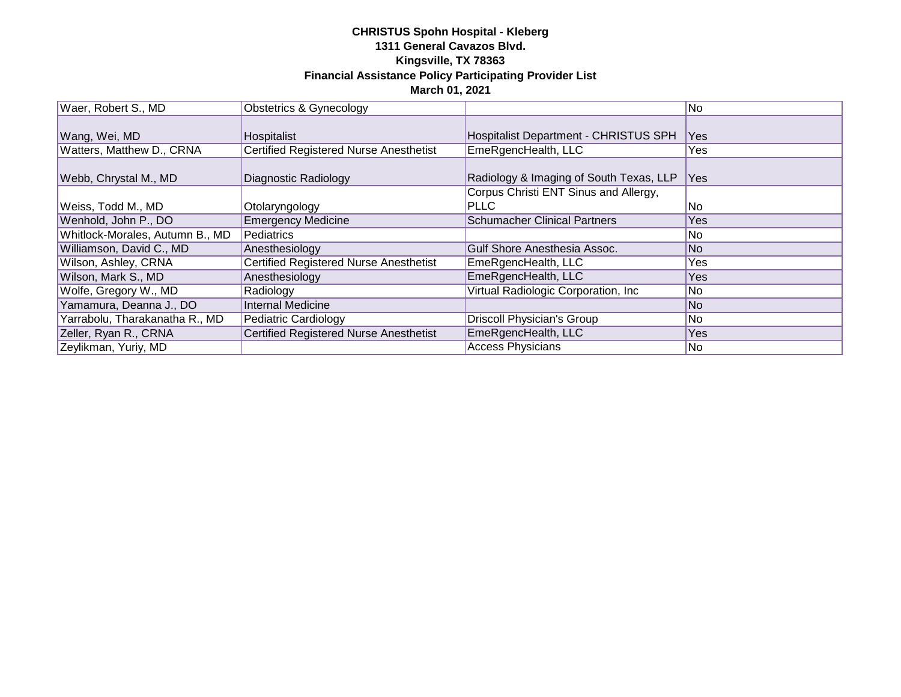**CHRISTUS Spohn Hospital - Kleberg**
**1311 General Cavazos Blvd.**
**Kingsville, TX 78363**
**Financial Assistance Policy Participating Provider List**
**March 01, 2021**

| | | | |
|---|---|---|---|
| Waer, Robert S., MD | Obstetrics & Gynecology | | No |
| Wang, Wei, MD | Hospitalist | Hospitalist Department - CHRISTUS SPH | Yes |
| Watters, Matthew D., CRNA | Certified Registered Nurse Anesthetist | EmeRgencHealth, LLC | Yes |
| Webb, Chrystal M., MD | Diagnostic Radiology | Radiology & Imaging of South Texas, LLP | Yes |
| Weiss, Todd M., MD | Otolaryngology | Corpus Christi ENT Sinus and Allergy, PLLC | No |
| Wenhold, John P., DO | Emergency Medicine | Schumacher Clinical Partners | Yes |
| Whitlock-Morales, Autumn B., MD | Pediatrics | | No |
| Williamson, David C., MD | Anesthesiology | Gulf Shore Anesthesia Assoc. | No |
| Wilson, Ashley, CRNA | Certified Registered Nurse Anesthetist | EmeRgencHealth, LLC | Yes |
| Wilson, Mark S., MD | Anesthesiology | EmeRgencHealth, LLC | Yes |
| Wolfe, Gregory W., MD | Radiology | Virtual Radiologic Corporation, Inc | No |
| Yamamura, Deanna J., DO | Internal Medicine | | No |
| Yarrabolu, Tharakanatha R., MD | Pediatric Cardiology | Driscoll Physician's Group | No |
| Zeller, Ryan R., CRNA | Certified Registered Nurse Anesthetist | EmeRgencHealth, LLC | Yes |
| Zeylikman, Yuriy, MD | | Access Physicians | No |